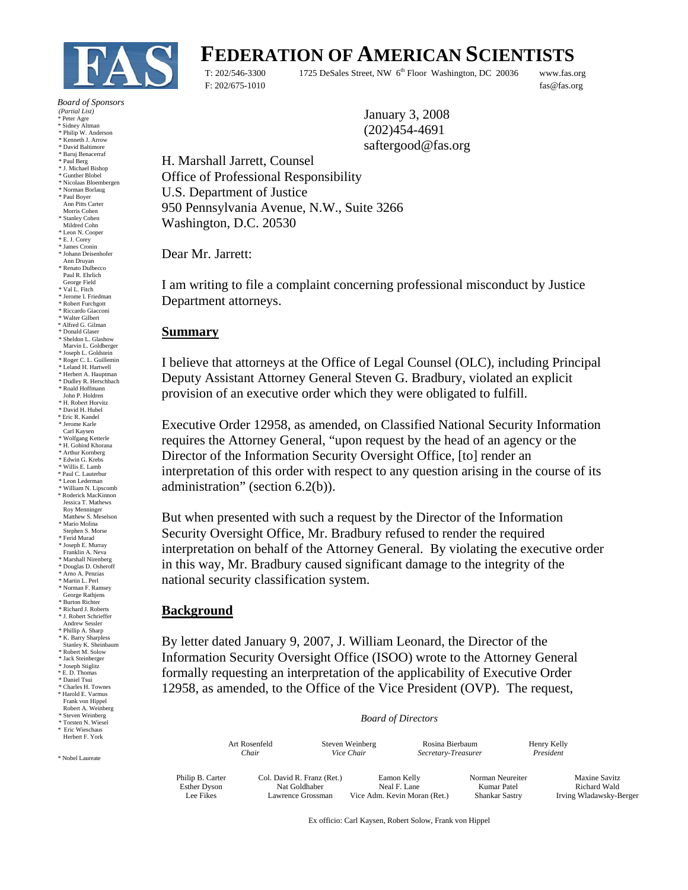# FEDERATION OF AMERICAN SCIENTISTS

T: 202/546-3300 1725 DeSales Street, NW 6th Floor Washington, DC 20036 www.fas.org
F: 202/675-1010 fas@fas.org

*Board of Sponsors*
*(Partial List)*
* Peter Agre
* Sidney Altman
* Philip W. Anderson
* Kenneth J. Arrow
* David Baltimore
* Baruj Benacerraf
* Paul Berg
* J. Michael Bishop
* Gunther Blobel
* Nicolaas Bloembergen
* Norman Borlaug
* Paul Boyer
Ann Pitts Carter
Morris Cohen
* Stanley Cohen
Mildred Cohn
* Leon N. Cooper
* E. J. Corey
* James Cronin
* Johann Deisenhofer
Ann Druyan
* Renato Dulbecco
Paul R. Ehrlich
George Field
* Val L. Fitch
* Jerome I. Friedman
* Robert Furchgott
* Riccardo Giacconi
* Walter Gilbert
* Alfred G. Gilman
* Donald Glaser
* Sheldon L. Glashow
Marvin L. Goldberger
* Joseph L. Goldstein
* Roger C. L. Guillemin
* Leland H. Hartwell
* Herbert A. Hauptman
* Dudley R. Herschbach
* Roald Hoffmann
John P. Holdren
* H. Robert Horvitz
* David H. Hubel
* Eric R. Kandel
* Jerome Karle
Carl Kaysen
* Wolfgang Ketterle
* H. Gobind Khorana
* Arthur Kornberg
* Edwin G. Krebs
* Willis E. Lamb
* Paul C. Lauterbur
* Leon Lederman
* William N. Lipscomb
* Roderick MacKinnon
Jessica T. Mathews
Roy Menninger
Matthew S. Meselson
* Mario Molina
Stephen S. Morse
* Ferid Murad
* Joseph E. Murray
Franklin A. Neva
* Marshall Nirenberg
* Douglas D. Osheroff
* Arno A. Penzias
* Martin L. Perl
* Norman F. Ramsey
George Rathjens
* Burton Richter
* Richard J. Roberts
* J. Robert Schrieffer
Andrew Sessler
* Phillip A. Sharp
* K. Barry Sharpless
Stanley K. Sheinbaum
* Robert M. Solow
* Jack Steinberger
* Joseph Stiglitz
* E. D. Thomas
* Daniel Tsui
* Charles H. Townes
* Harold E. Varmus
Frank von Hippel
Robert A. Weinberg
* Steven Weinberg
* Torsten N. Wiesel
* Eric Wieschaus
Herbert F. York

* Nobel Laureate

January 3, 2008
(202)454-4691
saftergood@fas.org

H. Marshall Jarrett, Counsel
Office of Professional Responsibility
U.S. Department of Justice
950 Pennsylvania Avenue, N.W., Suite 3266
Washington, D.C. 20530

Dear Mr. Jarrett:

I am writing to file a complaint concerning professional misconduct by Justice Department attorneys.

## Summary

I believe that attorneys at the Office of Legal Counsel (OLC), including Principal Deputy Assistant Attorney General Steven G. Bradbury, violated an explicit provision of an executive order which they were obligated to fulfill.

Executive Order 12958, as amended, on Classified National Security Information requires the Attorney General, "upon request by the head of an agency or the Director of the Information Security Oversight Office, [to] render an interpretation of this order with respect to any question arising in the course of its administration" (section 6.2(b)).

But when presented with such a request by the Director of the Information Security Oversight Office, Mr. Bradbury refused to render the required interpretation on behalf of the Attorney General. By violating the executive order in this way, Mr. Bradbury caused significant damage to the integrity of the national security classification system.

## Background

By letter dated January 9, 2007, J. William Leonard, the Director of the Information Security Oversight Office (ISOO) wrote to the Attorney General formally requesting an interpretation of the applicability of Executive Order 12958, as amended, to the Office of the Vice President (OVP). The request,

*Board of Directors*

| Art Rosenfeld *Chair* | Steven Weinberg *Vice Chair* | Rosina Bierbaum *Secretary-Treasurer* | Henry Kelly *President* |
|---|---|---|---|

Philip B. Carter, Esther Dyson, Lee Fikes, Col. David R. Franz (Ret.), Nat Goldhaber, Lawrence Grossman, Eamon Kelly, Neal F. Lane, Vice Adm. Kevin Moran (Ret.), Norman Neureiter, Kumar Patel, Shankar Sastry, Maxine Savitz, Richard Wald, Irving Wladawsky-Berger

Ex officio: Carl Kaysen, Robert Solow, Frank von Hippel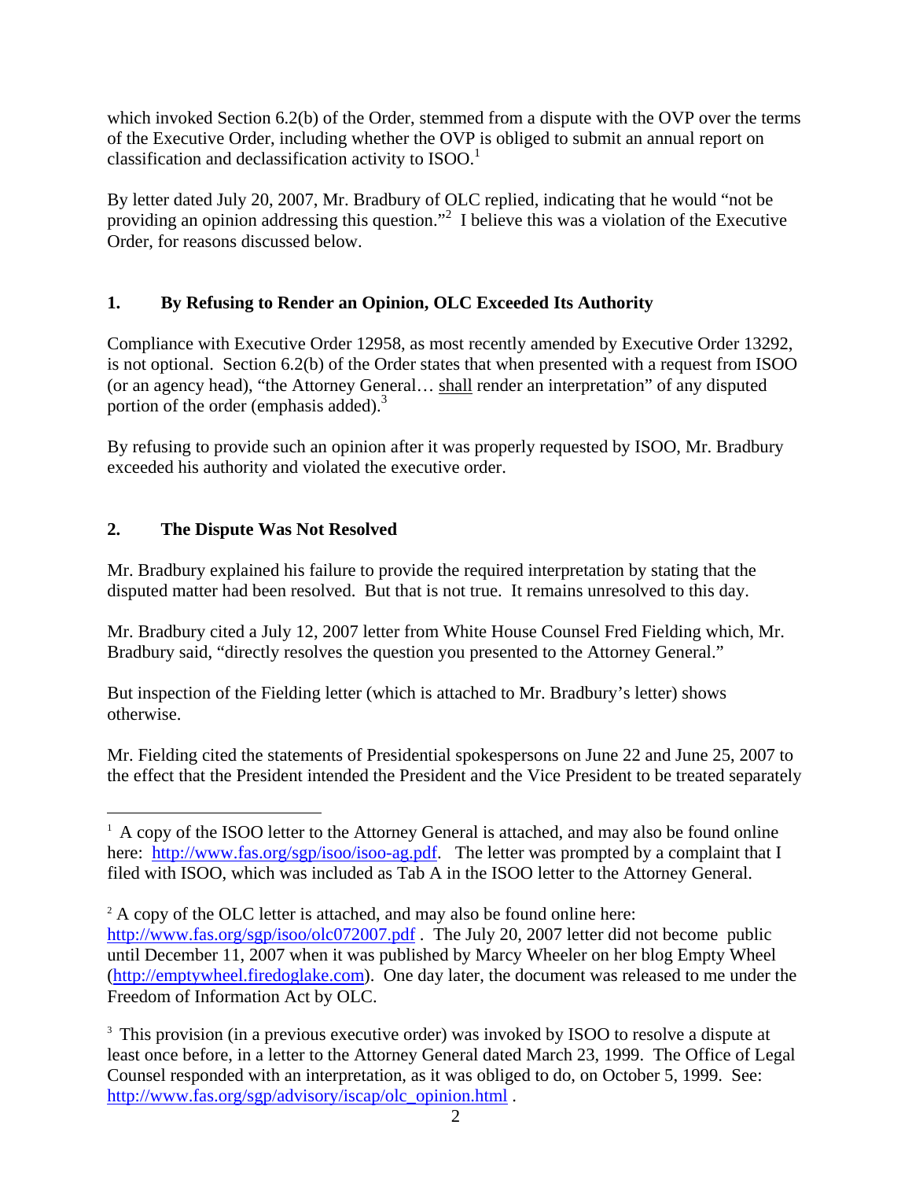which invoked Section 6.2(b) of the Order, stemmed from a dispute with the OVP over the terms of the Executive Order, including whether the OVP is obliged to submit an annual report on classification and declassification activity to ISOO.[1]

By letter dated July 20, 2007, Mr. Bradbury of OLC replied, indicating that he would "not be providing an opinion addressing this question."[2] I believe this was a violation of the Executive Order, for reasons discussed below.

### 1. By Refusing to Render an Opinion, OLC Exceeded Its Authority

Compliance with Executive Order 12958, as most recently amended by Executive Order 13292, is not optional. Section 6.2(b) of the Order states that when presented with a request from ISOO (or an agency head), "the Attorney General… <u>shall</u> render an interpretation" of any disputed portion of the order (emphasis added).[3]

By refusing to provide such an opinion after it was properly requested by ISOO, Mr. Bradbury exceeded his authority and violated the executive order.

### 2. The Dispute Was Not Resolved

Mr. Bradbury explained his failure to provide the required interpretation by stating that the disputed matter had been resolved. But that is not true. It remains unresolved to this day.

Mr. Bradbury cited a July 12, 2007 letter from White House Counsel Fred Fielding which, Mr. Bradbury said, "directly resolves the question you presented to the Attorney General."

But inspection of the Fielding letter (which is attached to Mr. Bradbury's letter) shows otherwise.

Mr. Fielding cited the statements of Presidential spokespersons on June 22 and June 25, 2007 to the effect that the President intended the President and the Vice President to be treated separately

---

[1] A copy of the ISOO letter to the Attorney General is attached, and may also be found online here: http://www.fas.org/sgp/isoo/isoo-ag.pdf. The letter was prompted by a complaint that I filed with ISOO, which was included as Tab A in the ISOO letter to the Attorney General.

[2] A copy of the OLC letter is attached, and may also be found online here: http://www.fas.org/sgp/isoo/olc072007.pdf . The July 20, 2007 letter did not become public until December 11, 2007 when it was published by Marcy Wheeler on her blog Empty Wheel (http://emptywheel.firedoglake.com). One day later, the document was released to me under the Freedom of Information Act by OLC.

[3] This provision (in a previous executive order) was invoked by ISOO to resolve a dispute at least once before, in a letter to the Attorney General dated March 23, 1999. The Office of Legal Counsel responded with an interpretation, as it was obliged to do, on October 5, 1999. See: http://www.fas.org/sgp/advisory/iscap/olc_opinion.html .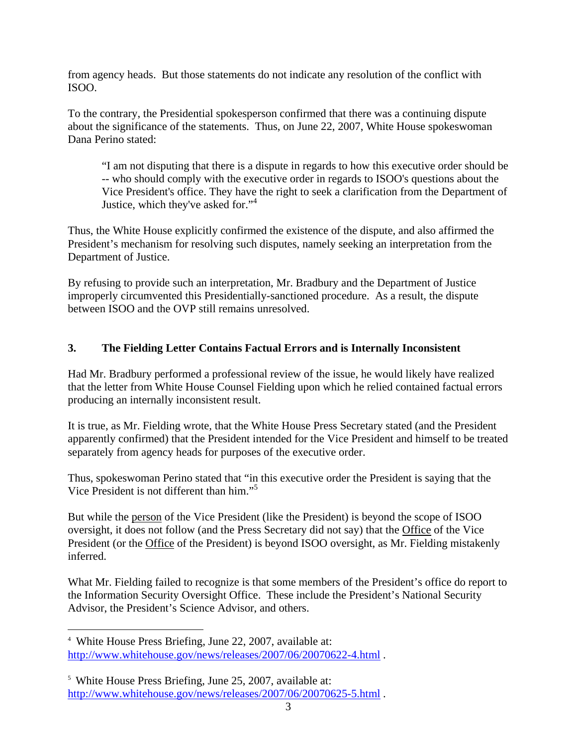from agency heads. But those statements do not indicate any resolution of the conflict with ISOO.

To the contrary, the Presidential spokesperson confirmed that there was a continuing dispute about the significance of the statements. Thus, on June 22, 2007, White House spokeswoman Dana Perino stated:

> "I am not disputing that there is a dispute in regards to how this executive order should be -- who should comply with the executive order in regards to ISOO's questions about the Vice President's office. They have the right to seek a clarification from the Department of Justice, which they've asked for."[4]

Thus, the White House explicitly confirmed the existence of the dispute, and also affirmed the President's mechanism for resolving such disputes, namely seeking an interpretation from the Department of Justice.

By refusing to provide such an interpretation, Mr. Bradbury and the Department of Justice improperly circumvented this Presidentially-sanctioned procedure. As a result, the dispute between ISOO and the OVP still remains unresolved.

### 3. The Fielding Letter Contains Factual Errors and is Internally Inconsistent

Had Mr. Bradbury performed a professional review of the issue, he would likely have realized that the letter from White House Counsel Fielding upon which he relied contained factual errors producing an internally inconsistent result.

It is true, as Mr. Fielding wrote, that the White House Press Secretary stated (and the President apparently confirmed) that the President intended for the Vice President and himself to be treated separately from agency heads for purposes of the executive order.

Thus, spokeswoman Perino stated that "in this executive order the President is saying that the Vice President is not different than him."[5]

But while the <u>person</u> of the Vice President (like the President) is beyond the scope of ISOO oversight, it does not follow (and the Press Secretary did not say) that the <u>Office</u> of the Vice President (or the <u>Office</u> of the President) is beyond ISOO oversight, as Mr. Fielding mistakenly inferred.

What Mr. Fielding failed to recognize is that some members of the President's office do report to the Information Security Oversight Office. These include the President's National Security Advisor, the President's Science Advisor, and others.

---

[4] White House Press Briefing, June 22, 2007, available at: http://www.whitehouse.gov/news/releases/2007/06/20070622-4.html .

[5] White House Press Briefing, June 25, 2007, available at: http://www.whitehouse.gov/news/releases/2007/06/20070625-5.html .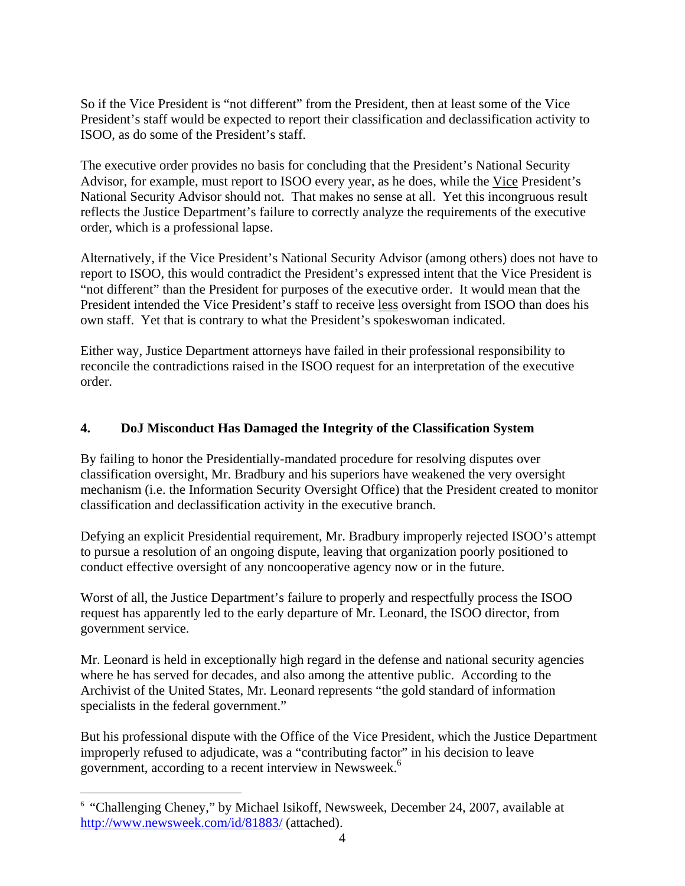So if the Vice President is "not different" from the President, then at least some of the Vice President's staff would be expected to report their classification and declassification activity to ISOO, as do some of the President's staff.

The executive order provides no basis for concluding that the President's National Security Advisor, for example, must report to ISOO every year, as he does, while the Vice President's National Security Advisor should not. That makes no sense at all. Yet this incongruous result reflects the Justice Department's failure to correctly analyze the requirements of the executive order, which is a professional lapse.

Alternatively, if the Vice President's National Security Advisor (among others) does not have to report to ISOO, this would contradict the President's expressed intent that the Vice President is "not different" than the President for purposes of the executive order. It would mean that the President intended the Vice President's staff to receive less oversight from ISOO than does his own staff. Yet that is contrary to what the President's spokeswoman indicated.

Either way, Justice Department attorneys have failed in their professional responsibility to reconcile the contradictions raised in the ISOO request for an interpretation of the executive order.

### 4. DoJ Misconduct Has Damaged the Integrity of the Classification System

By failing to honor the Presidentially-mandated procedure for resolving disputes over classification oversight, Mr. Bradbury and his superiors have weakened the very oversight mechanism (i.e. the Information Security Oversight Office) that the President created to monitor classification and declassification activity in the executive branch.

Defying an explicit Presidential requirement, Mr. Bradbury improperly rejected ISOO's attempt to pursue a resolution of an ongoing dispute, leaving that organization poorly positioned to conduct effective oversight of any noncooperative agency now or in the future.

Worst of all, the Justice Department's failure to properly and respectfully process the ISOO request has apparently led to the early departure of Mr. Leonard, the ISOO director, from government service.

Mr. Leonard is held in exceptionally high regard in the defense and national security agencies where he has served for decades, and also among the attentive public. According to the Archivist of the United States, Mr. Leonard represents "the gold standard of information specialists in the federal government."

But his professional dispute with the Office of the Vice President, which the Justice Department improperly refused to adjudicate, was a "contributing factor" in his decision to leave government, according to a recent interview in Newsweek.[6]

---

[6] "Challenging Cheney," by Michael Isikoff, Newsweek, December 24, 2007, available at http://www.newsweek.com/id/81883/ (attached).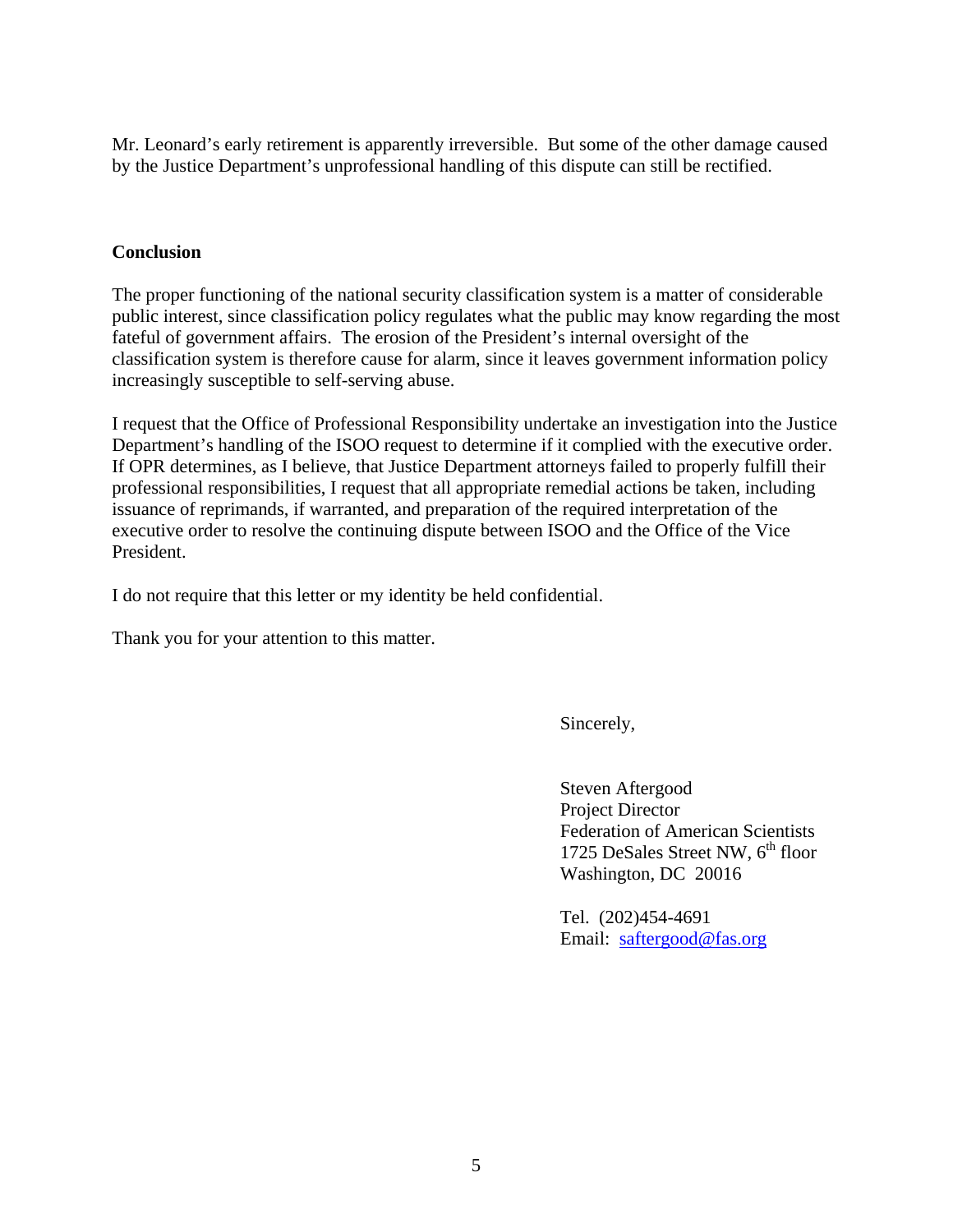Mr. Leonard's early retirement is apparently irreversible. But some of the other damage caused by the Justice Department's unprofessional handling of this dispute can still be rectified.

## Conclusion

The proper functioning of the national security classification system is a matter of considerable public interest, since classification policy regulates what the public may know regarding the most fateful of government affairs. The erosion of the President's internal oversight of the classification system is therefore cause for alarm, since it leaves government information policy increasingly susceptible to self-serving abuse.

I request that the Office of Professional Responsibility undertake an investigation into the Justice Department's handling of the ISOO request to determine if it complied with the executive order. If OPR determines, as I believe, that Justice Department attorneys failed to properly fulfill their professional responsibilities, I request that all appropriate remedial actions be taken, including issuance of reprimands, if warranted, and preparation of the required interpretation of the executive order to resolve the continuing dispute between ISOO and the Office of the Vice President.

I do not require that this letter or my identity be held confidential.

Thank you for your attention to this matter.

Sincerely,

Steven Aftergood
Project Director
Federation of American Scientists
1725 DeSales Street NW, 6th floor
Washington, DC 20016

Tel. (202)454-4691
Email: saftergood@fas.org